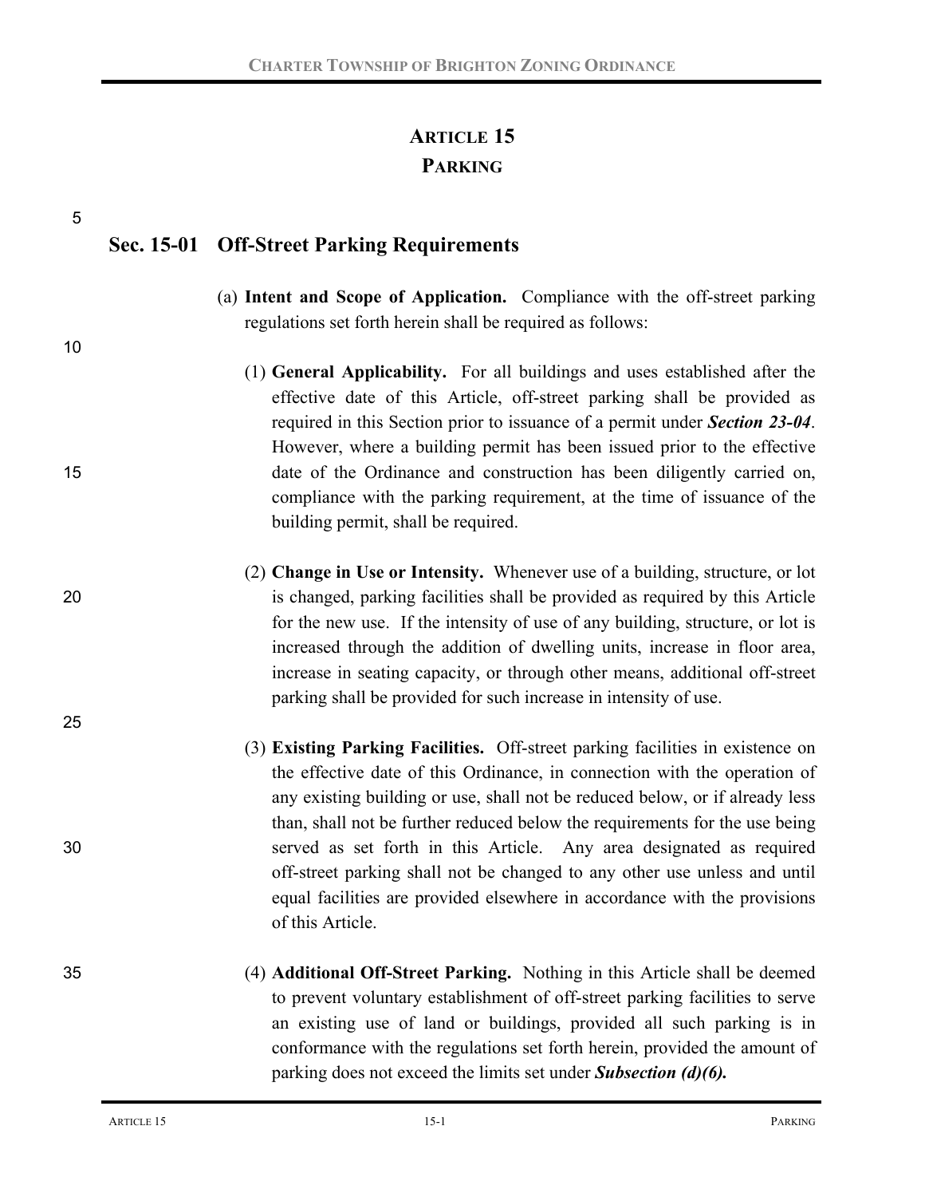# ARTICLE 15
# PARKING

## Sec. 15-01 Off-Street Parking Requirements

(a) **Intent and Scope of Application.** Compliance with the off-street parking regulations set forth herein shall be required as follows:

(1) **General Applicability.** For all buildings and uses established after the effective date of this Article, off-street parking shall be provided as required in this Section prior to issuance of a permit under ***Section 23-04***. However, where a building permit has been issued prior to the effective date of the Ordinance and construction has been diligently carried on, compliance with the parking requirement, at the time of issuance of the building permit, shall be required.

(2) **Change in Use or Intensity.** Whenever use of a building, structure, or lot is changed, parking facilities shall be provided as required by this Article for the new use. If the intensity of use of any building, structure, or lot is increased through the addition of dwelling units, increase in floor area, increase in seating capacity, or through other means, additional off-street parking shall be provided for such increase in intensity of use.

(3) **Existing Parking Facilities.** Off-street parking facilities in existence on the effective date of this Ordinance, in connection with the operation of any existing building or use, shall not be reduced below, or if already less than, shall not be further reduced below the requirements for the use being served as set forth in this Article. Any area designated as required off-street parking shall not be changed to any other use unless and until equal facilities are provided elsewhere in accordance with the provisions of this Article.

(4) **Additional Off-Street Parking.** Nothing in this Article shall be deemed to prevent voluntary establishment of off-street parking facilities to serve an existing use of land or buildings, provided all such parking is in conformance with the regulations set forth herein, provided the amount of parking does not exceed the limits set under ***Subsection (d)(6).***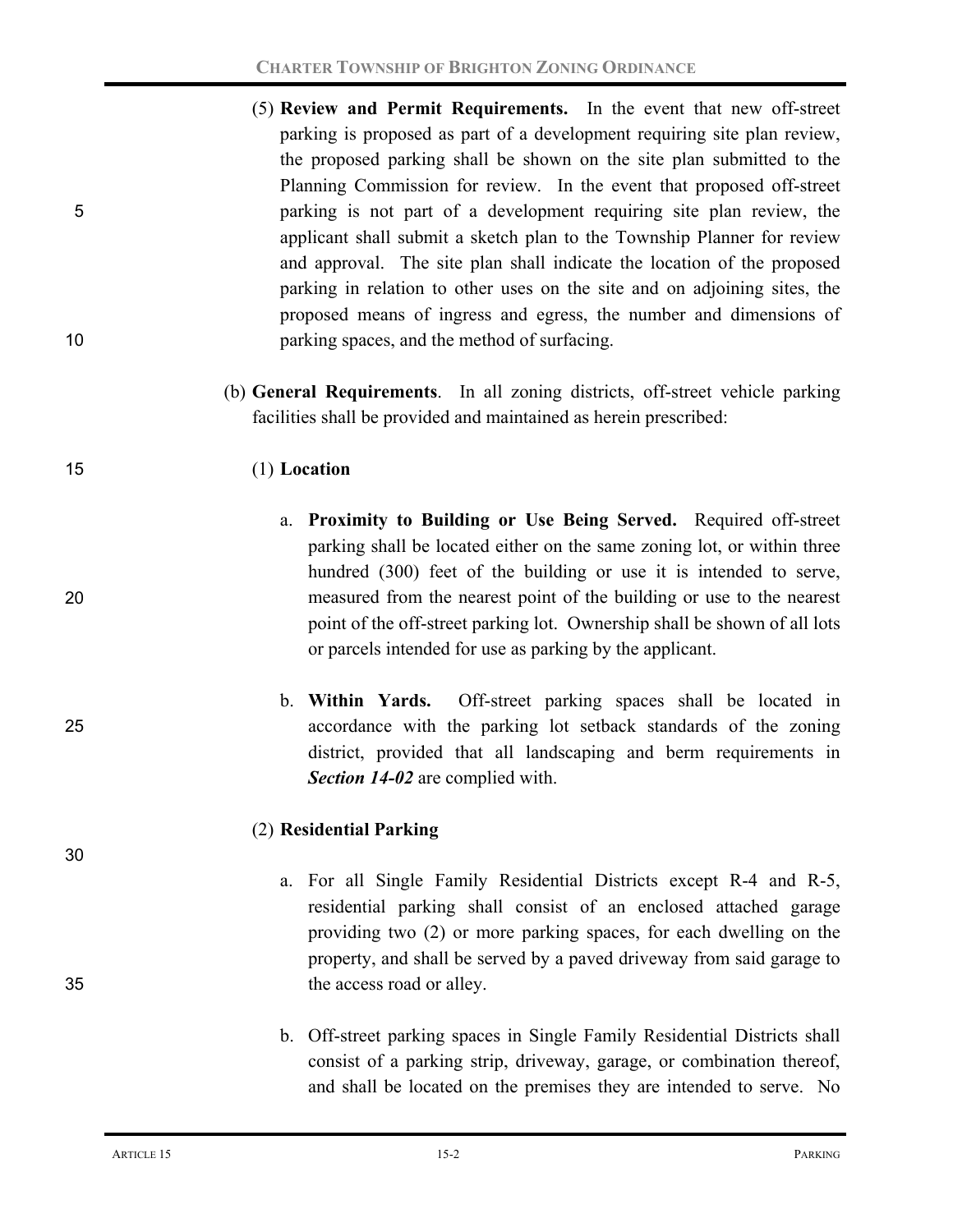(5) **Review and Permit Requirements.** In the event that new off-street parking is proposed as part of a development requiring site plan review, the proposed parking shall be shown on the site plan submitted to the Planning Commission for review. In the event that proposed off-street parking is not part of a development requiring site plan review, the applicant shall submit a sketch plan to the Township Planner for review and approval. The site plan shall indicate the location of the proposed parking in relation to other uses on the site and on adjoining sites, the proposed means of ingress and egress, the number and dimensions of parking spaces, and the method of surfacing.

(b) **General Requirements**. In all zoning districts, off-street vehicle parking facilities shall be provided and maintained as herein prescribed:

(1) **Location**

a. **Proximity to Building or Use Being Served.** Required off-street parking shall be located either on the same zoning lot, or within three hundred (300) feet of the building or use it is intended to serve, measured from the nearest point of the building or use to the nearest point of the off-street parking lot. Ownership shall be shown of all lots or parcels intended for use as parking by the applicant.

b. **Within Yards.** Off-street parking spaces shall be located in accordance with the parking lot setback standards of the zoning district, provided that all landscaping and berm requirements in ***Section 14-02*** are complied with.

(2) **Residential Parking**

a. For all Single Family Residential Districts except R-4 and R-5, residential parking shall consist of an enclosed attached garage providing two (2) or more parking spaces, for each dwelling on the property, and shall be served by a paved driveway from said garage to the access road or alley.

b. Off-street parking spaces in Single Family Residential Districts shall consist of a parking strip, driveway, garage, or combination thereof, and shall be located on the premises they are intended to serve. No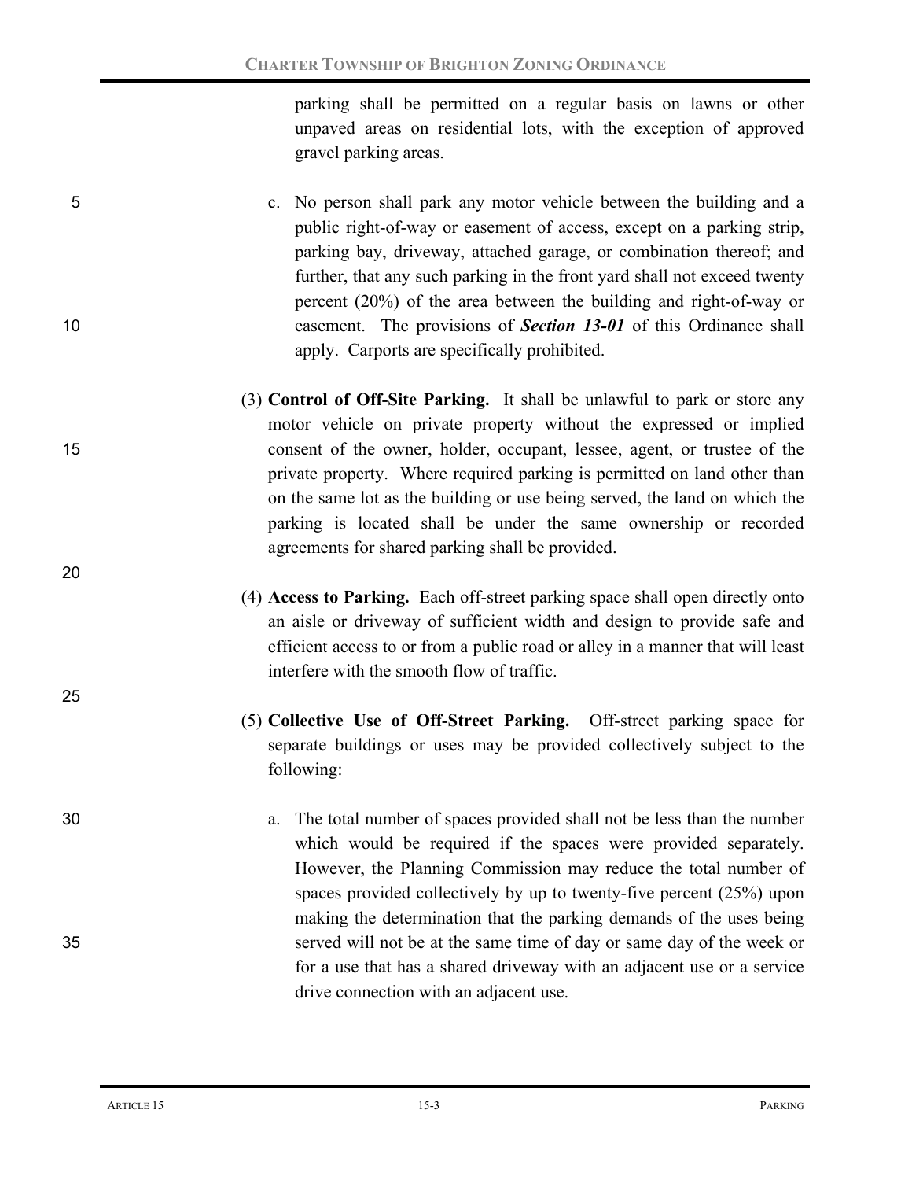parking shall be permitted on a regular basis on lawns or other unpaved areas on residential lots, with the exception of approved gravel parking areas.

c. No person shall park any motor vehicle between the building and a public right-of-way or easement of access, except on a parking strip, parking bay, driveway, attached garage, or combination thereof; and further, that any such parking in the front yard shall not exceed twenty percent (20%) of the area between the building and right-of-way or easement. The provisions of ***Section 13-01*** of this Ordinance shall apply. Carports are specifically prohibited.

(3) **Control of Off-Site Parking.** It shall be unlawful to park or store any motor vehicle on private property without the expressed or implied consent of the owner, holder, occupant, lessee, agent, or trustee of the private property. Where required parking is permitted on land other than on the same lot as the building or use being served, the land on which the parking is located shall be under the same ownership or recorded agreements for shared parking shall be provided.

(4) **Access to Parking.** Each off-street parking space shall open directly onto an aisle or driveway of sufficient width and design to provide safe and efficient access to or from a public road or alley in a manner that will least interfere with the smooth flow of traffic.

(5) **Collective Use of Off-Street Parking.** Off-street parking space for separate buildings or uses may be provided collectively subject to the following:

a. The total number of spaces provided shall not be less than the number which would be required if the spaces were provided separately. However, the Planning Commission may reduce the total number of spaces provided collectively by up to twenty-five percent (25%) upon making the determination that the parking demands of the uses being served will not be at the same time of day or same day of the week or for a use that has a shared driveway with an adjacent use or a service drive connection with an adjacent use.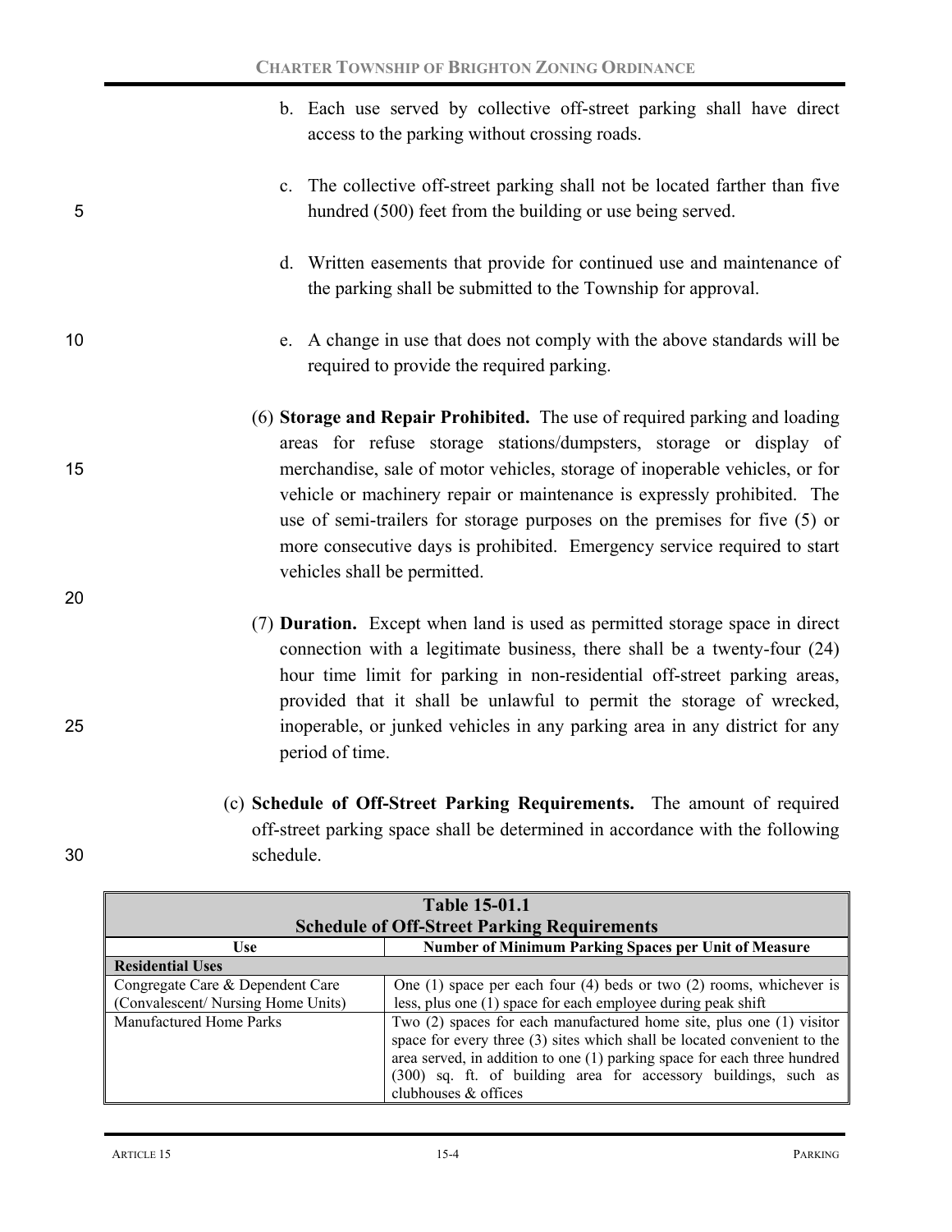b. Each use served by collective off-street parking shall have direct access to the parking without crossing roads.

c. The collective off-street parking shall not be located farther than five hundred (500) feet from the building or use being served.

d. Written easements that provide for continued use and maintenance of the parking shall be submitted to the Township for approval.

e. A change in use that does not comply with the above standards will be required to provide the required parking.

(6) **Storage and Repair Prohibited.** The use of required parking and loading areas for refuse storage stations/dumpsters, storage or display of merchandise, sale of motor vehicles, storage of inoperable vehicles, or for vehicle or machinery repair or maintenance is expressly prohibited. The use of semi-trailers for storage purposes on the premises for five (5) or more consecutive days is prohibited. Emergency service required to start vehicles shall be permitted.

(7) **Duration.** Except when land is used as permitted storage space in direct connection with a legitimate business, there shall be a twenty-four (24) hour time limit for parking in non-residential off-street parking areas, provided that it shall be unlawful to permit the storage of wrecked, inoperable, or junked vehicles in any parking area in any district for any period of time.

(c) **Schedule of Off-Street Parking Requirements.** The amount of required off-street parking space shall be determined in accordance with the following schedule.

**Table 15-01.1**
**Schedule of Off-Street Parking Requirements**

| Use | Number of Minimum Parking Spaces per Unit of Measure |
|---|---|
| **Residential Uses** | |
| Congregate Care & Dependent Care (Convalescent/ Nursing Home Units) | One (1) space per each four (4) beds or two (2) rooms, whichever is less, plus one (1) space for each employee during peak shift |
| Manufactured Home Parks | Two (2) spaces for each manufactured home site, plus one (1) visitor space for every three (3) sites which shall be located convenient to the area served, in addition to one (1) parking space for each three hundred (300) sq. ft. of building area for accessory buildings, such as clubhouses & offices |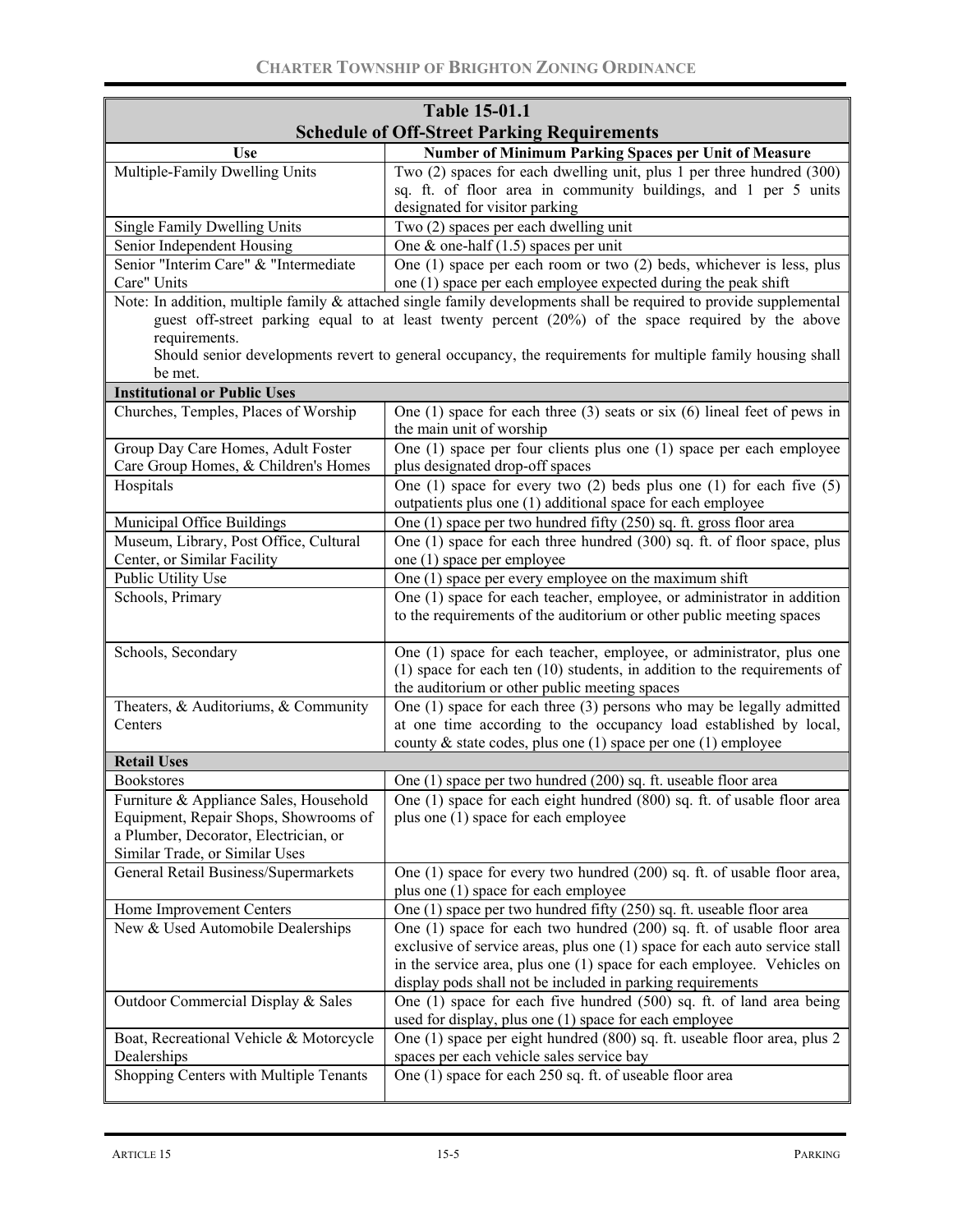| Table 15-01.1 Schedule of Off-Street Parking Requirements | |
|---|---|
| **Use** | **Number of Minimum Parking Spaces per Unit of Measure** |
| Multiple-Family Dwelling Units | Two (2) spaces for each dwelling unit, plus 1 per three hundred (300) sq. ft. of floor area in community buildings, and 1 per 5 units designated for visitor parking |
| Single Family Dwelling Units | Two (2) spaces per each dwelling unit |
| Senior Independent Housing | One & one-half (1.5) spaces per unit |
| Senior "Interim Care" & "Intermediate Care" Units | One (1) space per each room or two (2) beds, whichever is less, plus one (1) space per each employee expected during the peak shift |
| Note: In addition, multiple family & attached single family developments shall be required to provide supplemental guest off-street parking equal to at least twenty percent (20%) of the space required by the above requirements. Should senior developments revert to general occupancy, the requirements for multiple family housing shall be met. | |
| **Institutional or Public Uses** | |
| Churches, Temples, Places of Worship | One (1) space for each three (3) seats or six (6) lineal feet of pews in the main unit of worship |
| Group Day Care Homes, Adult Foster Care Group Homes, & Children's Homes | One (1) space per four clients plus one (1) space per each employee plus designated drop-off spaces |
| Hospitals | One (1) space for every two (2) beds plus one (1) for each five (5) outpatients plus one (1) additional space for each employee |
| Municipal Office Buildings | One (1) space per two hundred fifty (250) sq. ft. gross floor area |
| Museum, Library, Post Office, Cultural Center, or Similar Facility | One (1) space for each three hundred (300) sq. ft. of floor space, plus one (1) space per employee |
| Public Utility Use | One (1) space per every employee on the maximum shift |
| Schools, Primary | One (1) space for each teacher, employee, or administrator in addition to the requirements of the auditorium or other public meeting spaces |
| Schools, Secondary | One (1) space for each teacher, employee, or administrator, plus one (1) space for each ten (10) students, in addition to the requirements of the auditorium or other public meeting spaces |
| Theaters, & Auditoriums, & Community Centers | One (1) space for each three (3) persons who may be legally admitted at one time according to the occupancy load established by local, county & state codes, plus one (1) space per one (1) employee |
| **Retail Uses** | |
| Bookstores | One (1) space per two hundred (200) sq. ft. useable floor area |
| Furniture & Appliance Sales, Household Equipment, Repair Shops, Showrooms of a Plumber, Decorator, Electrician, or Similar Trade, or Similar Uses | One (1) space for each eight hundred (800) sq. ft. of usable floor area plus one (1) space for each employee |
| General Retail Business/Supermarkets | One (1) space for every two hundred (200) sq. ft. of usable floor area, plus one (1) space for each employee |
| Home Improvement Centers | One (1) space per two hundred fifty (250) sq. ft. useable floor area |
| New & Used Automobile Dealerships | One (1) space for each two hundred (200) sq. ft. of usable floor area exclusive of service areas, plus one (1) space for each auto service stall in the service area, plus one (1) space for each employee. Vehicles on display pods shall not be included in parking requirements |
| Outdoor Commercial Display & Sales | One (1) space for each five hundred (500) sq. ft. of land area being used for display, plus one (1) space for each employee |
| Boat, Recreational Vehicle & Motorcycle Dealerships | One (1) space per eight hundred (800) sq. ft. useable floor area, plus 2 spaces per each vehicle sales service bay |
| Shopping Centers with Multiple Tenants | One (1) space for each 250 sq. ft. of useable floor area |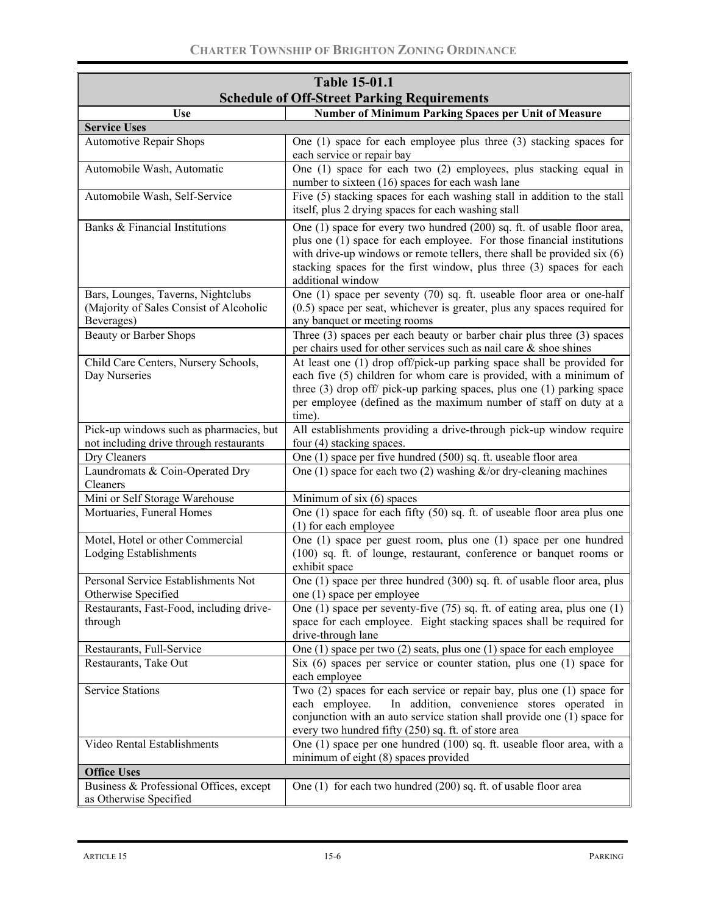| Table 15-01.1 Schedule of Off-Street Parking Requirements | |
|---|---|
| **Use** | **Number of Minimum Parking Spaces per Unit of Measure** |
| **Service Uses** | |
| Automotive Repair Shops | One (1) space for each employee plus three (3) stacking spaces for each service or repair bay |
| Automobile Wash, Automatic | One (1) space for each two (2) employees, plus stacking equal in number to sixteen (16) spaces for each wash lane |
| Automobile Wash, Self-Service | Five (5) stacking spaces for each washing stall in addition to the stall itself, plus 2 drying spaces for each washing stall |
| Banks & Financial Institutions | One (1) space for every two hundred (200) sq. ft. of usable floor area, plus one (1) space for each employee. For those financial institutions with drive-up windows or remote tellers, there shall be provided six (6) stacking spaces for the first window, plus three (3) spaces for each additional window |
| Bars, Lounges, Taverns, Nightclubs (Majority of Sales Consist of Alcoholic Beverages) | One (1) space per seventy (70) sq. ft. useable floor area or one-half (0.5) space per seat, whichever is greater, plus any spaces required for any banquet or meeting rooms |
| Beauty or Barber Shops | Three (3) spaces per each beauty or barber chair plus three (3) spaces per chairs used for other services such as nail care & shoe shines |
| Child Care Centers, Nursery Schools, Day Nurseries | At least one (1) drop off/pick-up parking space shall be provided for each five (5) children for whom care is provided, with a minimum of three (3) drop off/ pick-up parking spaces, plus one (1) parking space per employee (defined as the maximum number of staff on duty at a time). |
| Pick-up windows such as pharmacies, but not including drive through restaurants | All establishments providing a drive-through pick-up window require four (4) stacking spaces. |
| Dry Cleaners | One (1) space per five hundred (500) sq. ft. useable floor area |
| Laundromats & Coin-Operated Dry Cleaners | One (1) space for each two (2) washing &/or dry-cleaning machines |
| Mini or Self Storage Warehouse | Minimum of six (6) spaces |
| Mortuaries, Funeral Homes | One (1) space for each fifty (50) sq. ft. of useable floor area plus one (1) for each employee |
| Motel, Hotel or other Commercial Lodging Establishments | One (1) space per guest room, plus one (1) space per one hundred (100) sq. ft. of lounge, restaurant, conference or banquet rooms or exhibit space |
| Personal Service Establishments Not Otherwise Specified | One (1) space per three hundred (300) sq. ft. of usable floor area, plus one (1) space per employee |
| Restaurants, Fast-Food, including drive-through | One (1) space per seventy-five (75) sq. ft. of eating area, plus one (1) space for each employee. Eight stacking spaces shall be required for drive-through lane |
| Restaurants, Full-Service | One (1) space per two (2) seats, plus one (1) space for each employee |
| Restaurants, Take Out | Six (6) spaces per service or counter station, plus one (1) space for each employee |
| Service Stations | Two (2) spaces for each service or repair bay, plus one (1) space for each employee. In addition, convenience stores operated in conjunction with an auto service station shall provide one (1) space for every two hundred fifty (250) sq. ft. of store area |
| Video Rental Establishments | One (1) space per one hundred (100) sq. ft. useable floor area, with a minimum of eight (8) spaces provided |
| **Office Uses** | |
| Business & Professional Offices, except as Otherwise Specified | One (1) for each two hundred (200) sq. ft. of usable floor area |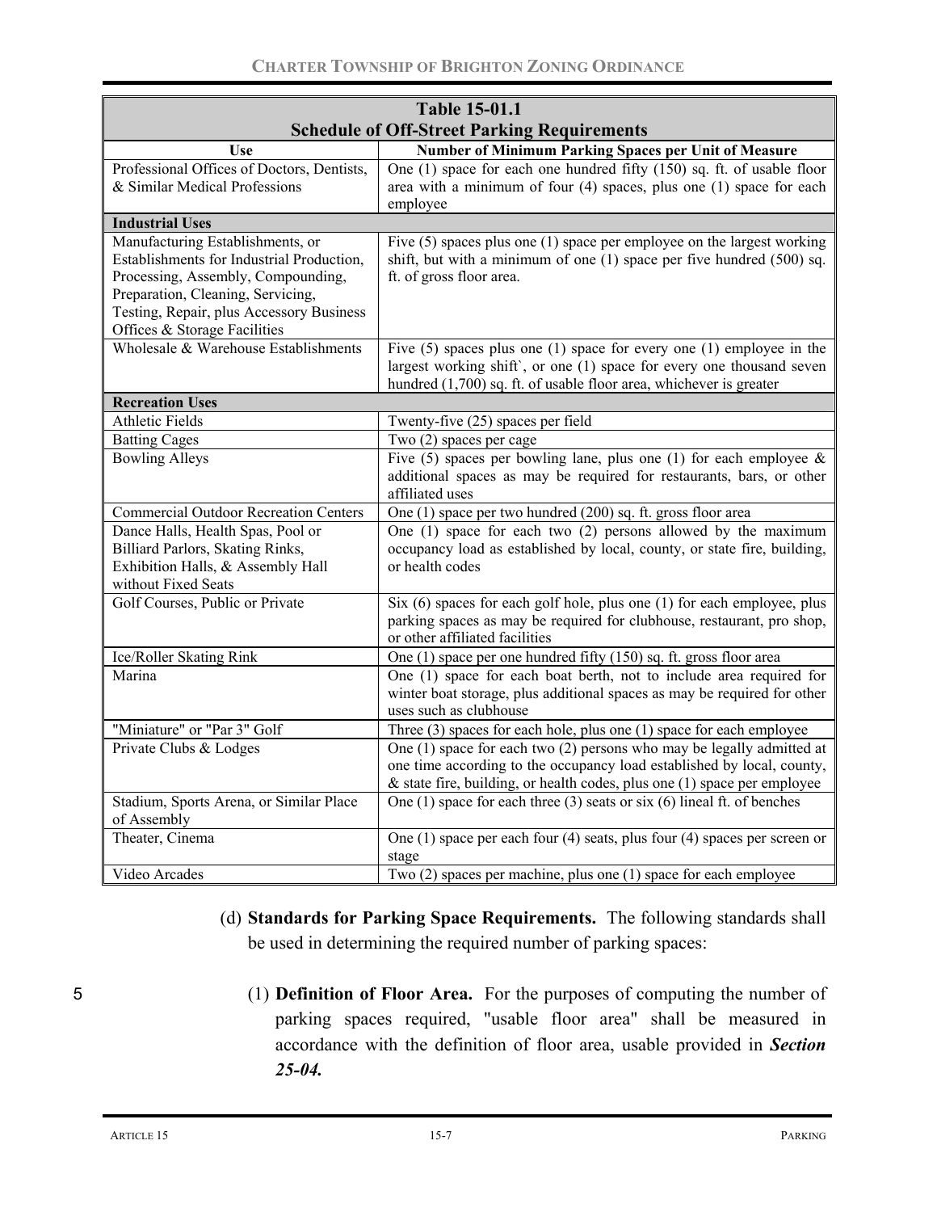| Table 15-01.1 Schedule of Off-Street Parking Requirements | |
|---|---|
| **Use** | **Number of Minimum Parking Spaces per Unit of Measure** |
| Professional Offices of Doctors, Dentists, & Similar Medical Professions | One (1) space for each one hundred fifty (150) sq. ft. of usable floor area with a minimum of four (4) spaces, plus one (1) space for each employee |
| **Industrial Uses** | |
| Manufacturing Establishments, or Establishments for Industrial Production, Processing, Assembly, Compounding, Preparation, Cleaning, Servicing, Testing, Repair, plus Accessory Business Offices & Storage Facilities | Five (5) spaces plus one (1) space per employee on the largest working shift, but with a minimum of one (1) space per five hundred (500) sq. ft. of gross floor area. |
| Wholesale & Warehouse Establishments | Five (5) spaces plus one (1) space for every one (1) employee in the largest working shift`, or one (1) space for every one thousand seven hundred (1,700) sq. ft. of usable floor area, whichever is greater |
| **Recreation Uses** | |
| Athletic Fields | Twenty-five (25) spaces per field |
| Batting Cages | Two (2) spaces per cage |
| Bowling Alleys | Five (5) spaces per bowling lane, plus one (1) for each employee & additional spaces as may be required for restaurants, bars, or other affiliated uses |
| Commercial Outdoor Recreation Centers | One (1) space per two hundred (200) sq. ft. gross floor area |
| Dance Halls, Health Spas, Pool or Billiard Parlors, Skating Rinks, Exhibition Halls, & Assembly Hall without Fixed Seats | One (1) space for each two (2) persons allowed by the maximum occupancy load as established by local, county, or state fire, building, or health codes |
| Golf Courses, Public or Private | Six (6) spaces for each golf hole, plus one (1) for each employee, plus parking spaces as may be required for clubhouse, restaurant, pro shop, or other affiliated facilities |
| Ice/Roller Skating Rink | One (1) space per one hundred fifty (150) sq. ft. gross floor area |
| Marina | One (1) space for each boat berth, not to include area required for winter boat storage, plus additional spaces as may be required for other uses such as clubhouse |
| "Miniature" or "Par 3" Golf | Three (3) spaces for each hole, plus one (1) space for each employee |
| Private Clubs & Lodges | One (1) space for each two (2) persons who may be legally admitted at one time according to the occupancy load established by local, county, & state fire, building, or health codes, plus one (1) space per employee |
| Stadium, Sports Arena, or Similar Place of Assembly | One (1) space for each three (3) seats or six (6) lineal ft. of benches |
| Theater, Cinema | One (1) space per each four (4) seats, plus four (4) spaces per screen or stage |
| Video Arcades | Two (2) spaces per machine, plus one (1) space for each employee |

(d) **Standards for Parking Space Requirements.** The following standards shall be used in determining the required number of parking spaces:

(1) **Definition of Floor Area.** For the purposes of computing the number of parking spaces required, "usable floor area" shall be measured in accordance with the definition of floor area, usable provided in ***Section 25-04.***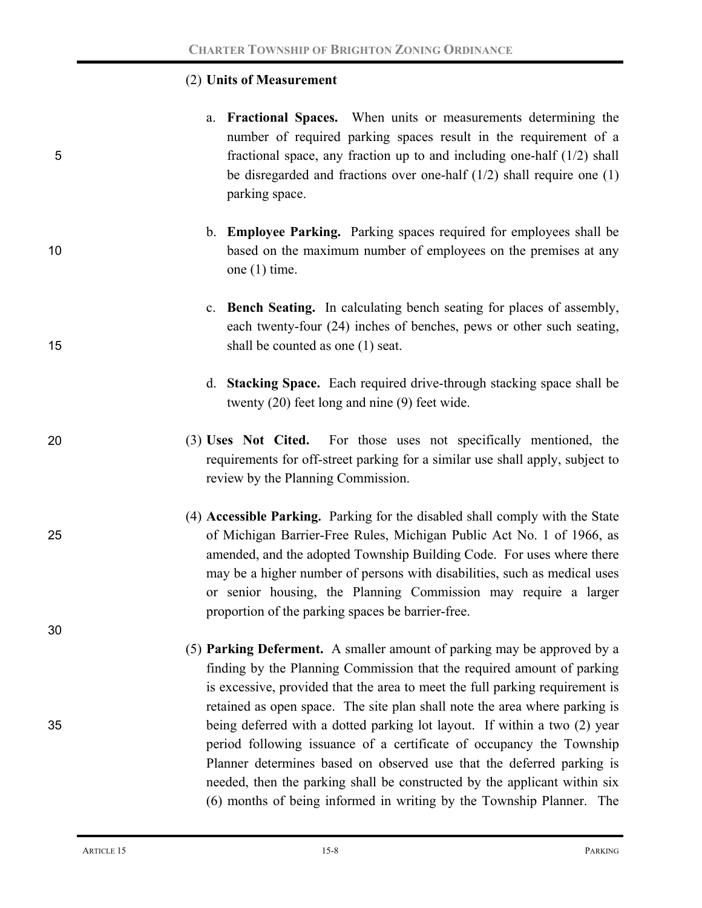(2) **Units of Measurement**

a. **Fractional Spaces.** When units or measurements determining the number of required parking spaces result in the requirement of a fractional space, any fraction up to and including one-half (1/2) shall be disregarded and fractions over one-half (1/2) shall require one (1) parking space.

b. **Employee Parking.** Parking spaces required for employees shall be based on the maximum number of employees on the premises at any one (1) time.

c. **Bench Seating.** In calculating bench seating for places of assembly, each twenty-four (24) inches of benches, pews or other such seating, shall be counted as one (1) seat.

d. **Stacking Space.** Each required drive-through stacking space shall be twenty (20) feet long and nine (9) feet wide.

(3) **Uses Not Cited.** For those uses not specifically mentioned, the requirements for off-street parking for a similar use shall apply, subject to review by the Planning Commission.

(4) **Accessible Parking.** Parking for the disabled shall comply with the State of Michigan Barrier-Free Rules, Michigan Public Act No. 1 of 1966, as amended, and the adopted Township Building Code. For uses where there may be a higher number of persons with disabilities, such as medical uses or senior housing, the Planning Commission may require a larger proportion of the parking spaces be barrier-free.

(5) **Parking Deferment.** A smaller amount of parking may be approved by a finding by the Planning Commission that the required amount of parking is excessive, provided that the area to meet the full parking requirement is retained as open space. The site plan shall note the area where parking is being deferred with a dotted parking lot layout. If within a two (2) year period following issuance of a certificate of occupancy the Township Planner determines based on observed use that the deferred parking is needed, then the parking shall be constructed by the applicant within six (6) months of being informed in writing by the Township Planner. The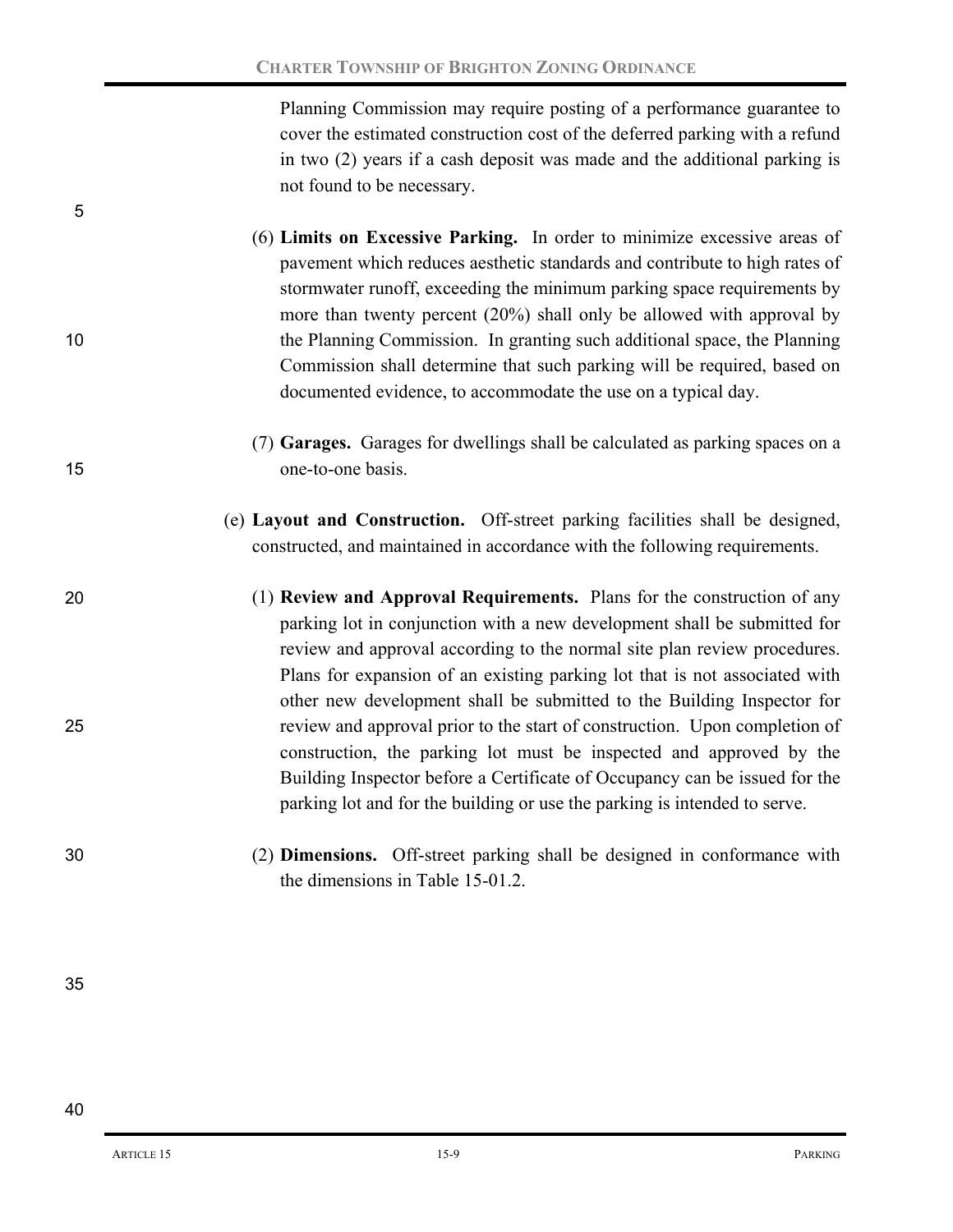Planning Commission may require posting of a performance guarantee to cover the estimated construction cost of the deferred parking with a refund in two (2) years if a cash deposit was made and the additional parking is not found to be necessary.

(6) **Limits on Excessive Parking.** In order to minimize excessive areas of pavement which reduces aesthetic standards and contribute to high rates of stormwater runoff, exceeding the minimum parking space requirements by more than twenty percent (20%) shall only be allowed with approval by the Planning Commission. In granting such additional space, the Planning Commission shall determine that such parking will be required, based on documented evidence, to accommodate the use on a typical day.

(7) **Garages.** Garages for dwellings shall be calculated as parking spaces on a one-to-one basis.

(e) **Layout and Construction.** Off-street parking facilities shall be designed, constructed, and maintained in accordance with the following requirements.

(1) **Review and Approval Requirements.** Plans for the construction of any parking lot in conjunction with a new development shall be submitted for review and approval according to the normal site plan review procedures. Plans for expansion of an existing parking lot that is not associated with other new development shall be submitted to the Building Inspector for review and approval prior to the start of construction. Upon completion of construction, the parking lot must be inspected and approved by the Building Inspector before a Certificate of Occupancy can be issued for the parking lot and for the building or use the parking is intended to serve.

(2) **Dimensions.** Off-street parking shall be designed in conformance with the dimensions in Table 15-01.2.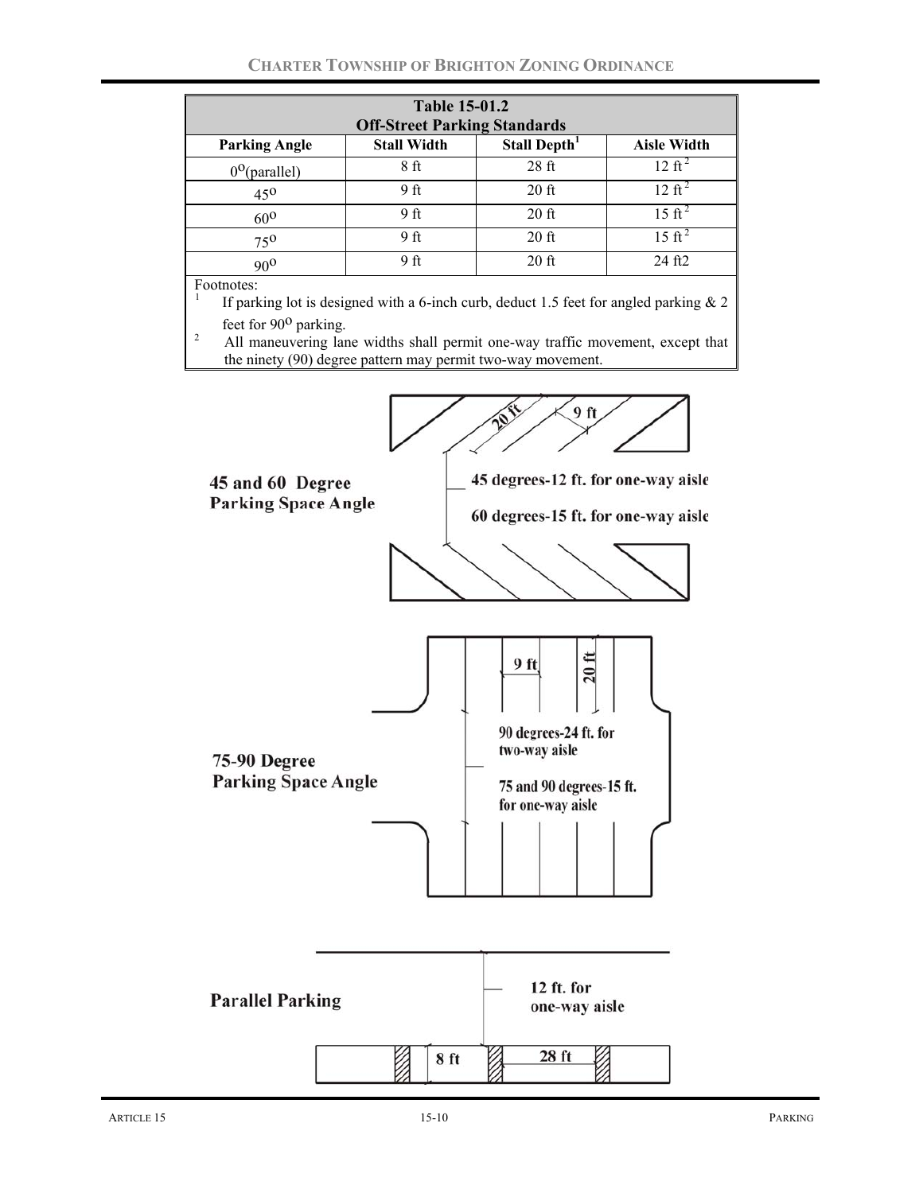**Table 15-01.2**
**Off-Street Parking Standards**

| Parking Angle | Stall Width | Stall Depth[1] | Aisle Width |
|---|---|---|---|
| 0°(parallel) | 8 ft | 28 ft | 12 ft[2] |
| 45° | 9 ft | 20 ft | 12 ft[2] |
| 60° | 9 ft | 20 ft | 15 ft[2] |
| 75° | 9 ft | 20 ft | 15 ft[2] |
| 90° | 9 ft | 20 ft | 24 ft2 |

Footnotes:

1. If parking lot is designed with a 6-inch curb, deduct 1.5 feet for angled parking & 2 feet for 90° parking.
2. All maneuvering lane widths shall permit one-way traffic movement, except that the ninety (90) degree pattern may permit two-way movement.

**45 and 60 Degree Parking Space Angle**

20 ft — 9 ft

45 degrees-12 ft. for one-way aisle

60 degrees-15 ft. for one-way aisle

**75-90 Degree Parking Space Angle**

9 ft — 20 ft

90 degrees-24 ft. for two-way aisle

75 and 90 degrees-15 ft. for one-way aisle

**Parallel Parking**

12 ft. for one-way aisle

8 ft — 28 ft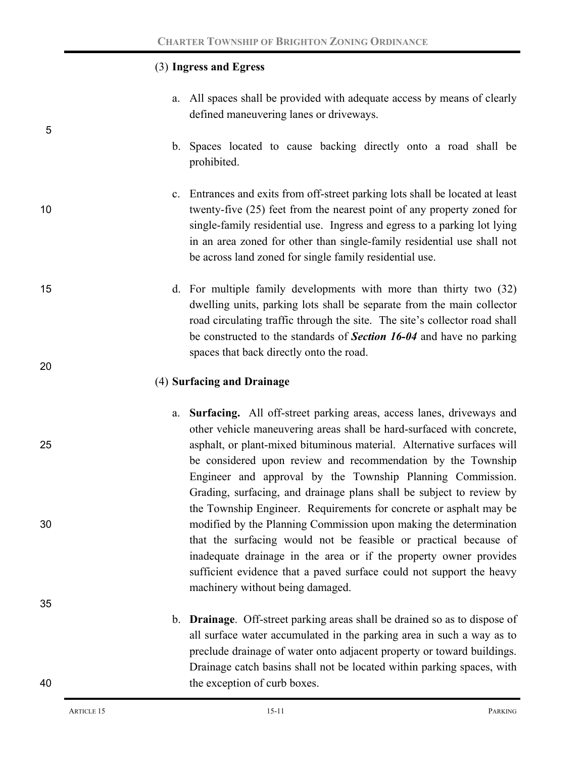(3) **Ingress and Egress**

a. All spaces shall be provided with adequate access by means of clearly defined maneuvering lanes or driveways.

b. Spaces located to cause backing directly onto a road shall be prohibited.

c. Entrances and exits from off-street parking lots shall be located at least twenty-five (25) feet from the nearest point of any property zoned for single-family residential use. Ingress and egress to a parking lot lying in an area zoned for other than single-family residential use shall not be across land zoned for single family residential use.

d. For multiple family developments with more than thirty two (32) dwelling units, parking lots shall be separate from the main collector road circulating traffic through the site. The site's collector road shall be constructed to the standards of ***Section 16-04*** and have no parking spaces that back directly onto the road.

(4) **Surfacing and Drainage**

a. **Surfacing.** All off-street parking areas, access lanes, driveways and other vehicle maneuvering areas shall be hard-surfaced with concrete, asphalt, or plant-mixed bituminous material. Alternative surfaces will be considered upon review and recommendation by the Township Engineer and approval by the Township Planning Commission. Grading, surfacing, and drainage plans shall be subject to review by the Township Engineer. Requirements for concrete or asphalt may be modified by the Planning Commission upon making the determination that the surfacing would not be feasible or practical because of inadequate drainage in the area or if the property owner provides sufficient evidence that a paved surface could not support the heavy machinery without being damaged.

b. **Drainage**. Off-street parking areas shall be drained so as to dispose of all surface water accumulated in the parking area in such a way as to preclude drainage of water onto adjacent property or toward buildings. Drainage catch basins shall not be located within parking spaces, with the exception of curb boxes.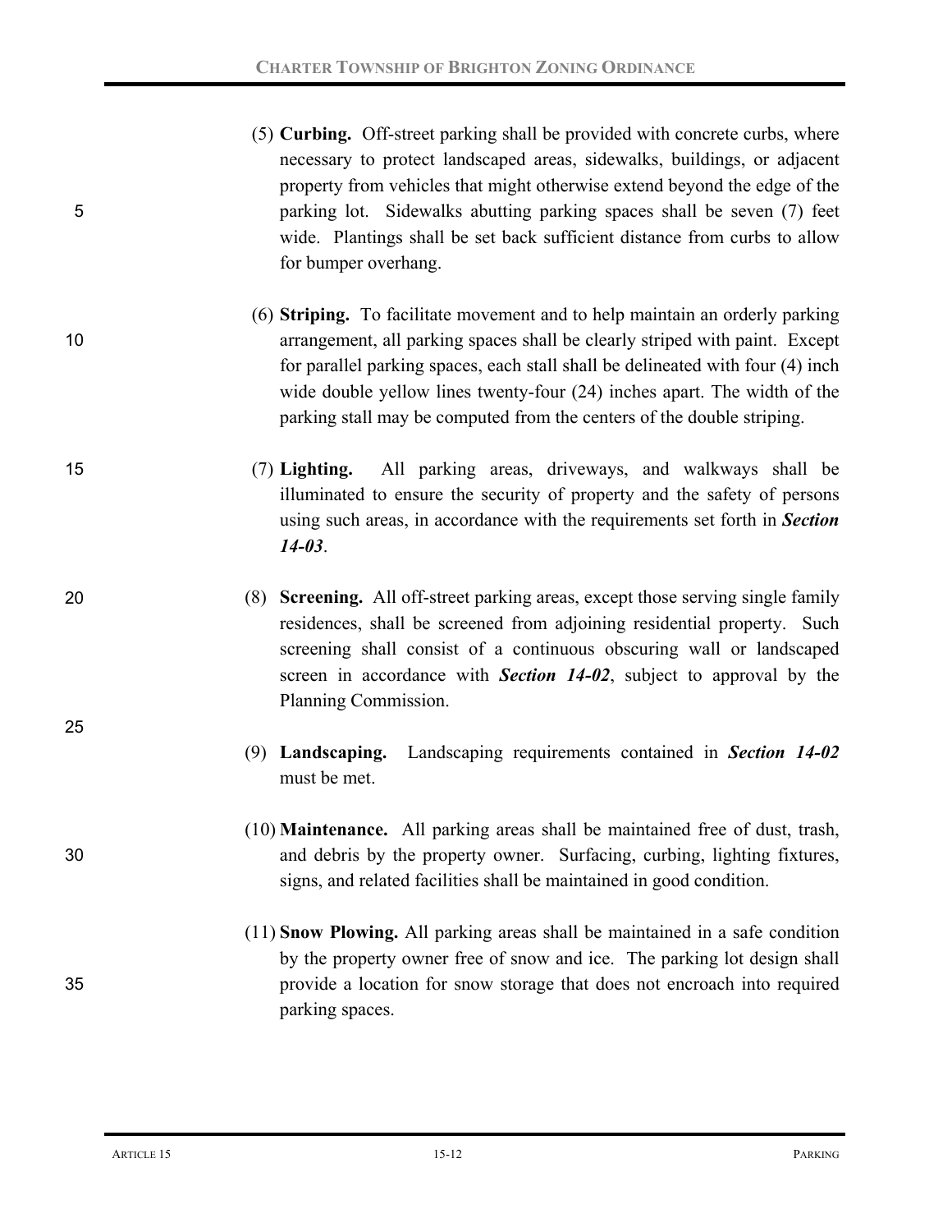(5) **Curbing.** Off-street parking shall be provided with concrete curbs, where necessary to protect landscaped areas, sidewalks, buildings, or adjacent property from vehicles that might otherwise extend beyond the edge of the parking lot. Sidewalks abutting parking spaces shall be seven (7) feet wide. Plantings shall be set back sufficient distance from curbs to allow for bumper overhang.

(6) **Striping.** To facilitate movement and to help maintain an orderly parking arrangement, all parking spaces shall be clearly striped with paint. Except for parallel parking spaces, each stall shall be delineated with four (4) inch wide double yellow lines twenty-four (24) inches apart. The width of the parking stall may be computed from the centers of the double striping.

(7) **Lighting.** All parking areas, driveways, and walkways shall be illuminated to ensure the security of property and the safety of persons using such areas, in accordance with the requirements set forth in ***Section 14-03***.

(8) **Screening.** All off-street parking areas, except those serving single family residences, shall be screened from adjoining residential property. Such screening shall consist of a continuous obscuring wall or landscaped screen in accordance with ***Section 14-02***, subject to approval by the Planning Commission.

(9) **Landscaping.** Landscaping requirements contained in ***Section 14-02*** must be met.

(10) **Maintenance.** All parking areas shall be maintained free of dust, trash, and debris by the property owner. Surfacing, curbing, lighting fixtures, signs, and related facilities shall be maintained in good condition.

(11) **Snow Plowing.** All parking areas shall be maintained in a safe condition by the property owner free of snow and ice. The parking lot design shall provide a location for snow storage that does not encroach into required parking spaces.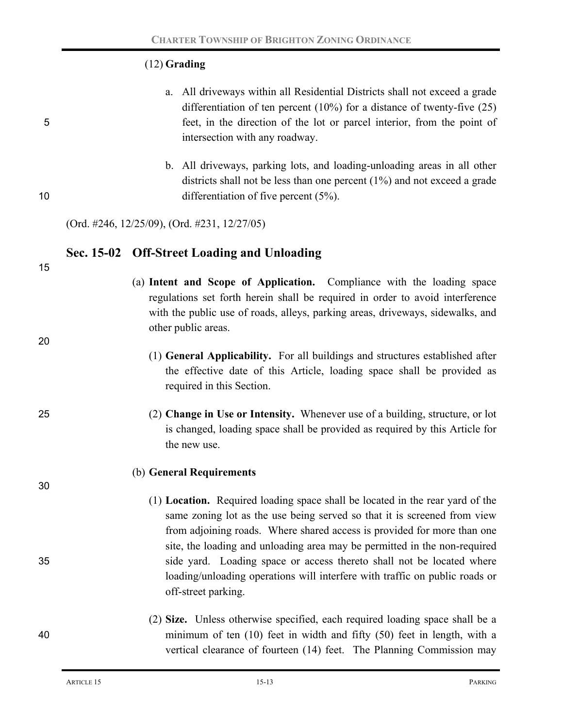(12) **Grading**

a. All driveways within all Residential Districts shall not exceed a grade differentiation of ten percent (10%) for a distance of twenty-five (25) feet, in the direction of the lot or parcel interior, from the point of intersection with any roadway.

b. All driveways, parking lots, and loading-unloading areas in all other districts shall not be less than one percent (1%) and not exceed a grade differentiation of five percent (5%).

(Ord. #246, 12/25/09), (Ord. #231, 12/27/05)

## Sec. 15-02 Off-Street Loading and Unloading

(a) **Intent and Scope of Application.** Compliance with the loading space regulations set forth herein shall be required in order to avoid interference with the public use of roads, alleys, parking areas, driveways, sidewalks, and other public areas.

(1) **General Applicability.** For all buildings and structures established after the effective date of this Article, loading space shall be provided as required in this Section.

(2) **Change in Use or Intensity.** Whenever use of a building, structure, or lot is changed, loading space shall be provided as required by this Article for the new use.

(b) **General Requirements**

(1) **Location.** Required loading space shall be located in the rear yard of the same zoning lot as the use being served so that it is screened from view from adjoining roads. Where shared access is provided for more than one site, the loading and unloading area may be permitted in the non-required side yard. Loading space or access thereto shall not be located where loading/unloading operations will interfere with traffic on public roads or off-street parking.

(2) **Size.** Unless otherwise specified, each required loading space shall be a minimum of ten (10) feet in width and fifty (50) feet in length, with a vertical clearance of fourteen (14) feet. The Planning Commission may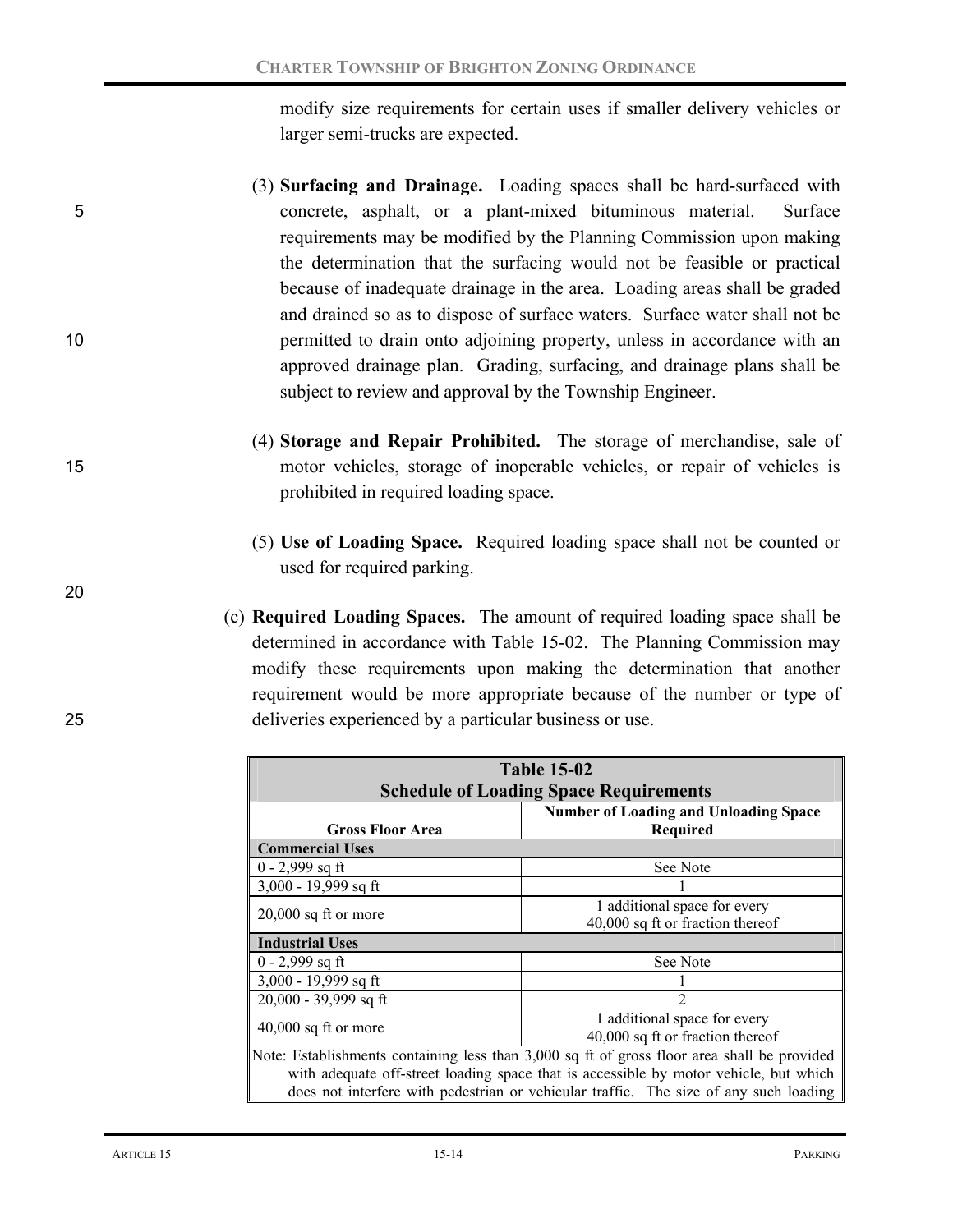modify size requirements for certain uses if smaller delivery vehicles or larger semi-trucks are expected.

(3) **Surfacing and Drainage.** Loading spaces shall be hard-surfaced with concrete, asphalt, or a plant-mixed bituminous material. Surface requirements may be modified by the Planning Commission upon making the determination that the surfacing would not be feasible or practical because of inadequate drainage in the area. Loading areas shall be graded and drained so as to dispose of surface waters. Surface water shall not be permitted to drain onto adjoining property, unless in accordance with an approved drainage plan. Grading, surfacing, and drainage plans shall be subject to review and approval by the Township Engineer.

(4) **Storage and Repair Prohibited.** The storage of merchandise, sale of motor vehicles, storage of inoperable vehicles, or repair of vehicles is prohibited in required loading space.

(5) **Use of Loading Space.** Required loading space shall not be counted or used for required parking.

(c) **Required Loading Spaces.** The amount of required loading space shall be determined in accordance with Table 15-02. The Planning Commission may modify these requirements upon making the determination that another requirement would be more appropriate because of the number or type of deliveries experienced by a particular business or use.

**Table 15-02**
**Schedule of Loading Space Requirements**

| Gross Floor Area | Number of Loading and Unloading Space Required |
|---|---|
| **Commercial Uses** | |
| 0 - 2,999 sq ft | See Note |
| 3,000 - 19,999 sq ft | 1 |
| 20,000 sq ft or more | 1 additional space for every 40,000 sq ft or fraction thereof |
| **Industrial Uses** | |
| 0 - 2,999 sq ft | See Note |
| 3,000 - 19,999 sq ft | 1 |
| 20,000 - 39,999 sq ft | 2 |
| 40,000 sq ft or more | 1 additional space for every 40,000 sq ft or fraction thereof |

Note: Establishments containing less than 3,000 sq ft of gross floor area shall be provided with adequate off-street loading space that is accessible by motor vehicle, but which does not interfere with pedestrian or vehicular traffic. The size of any such loading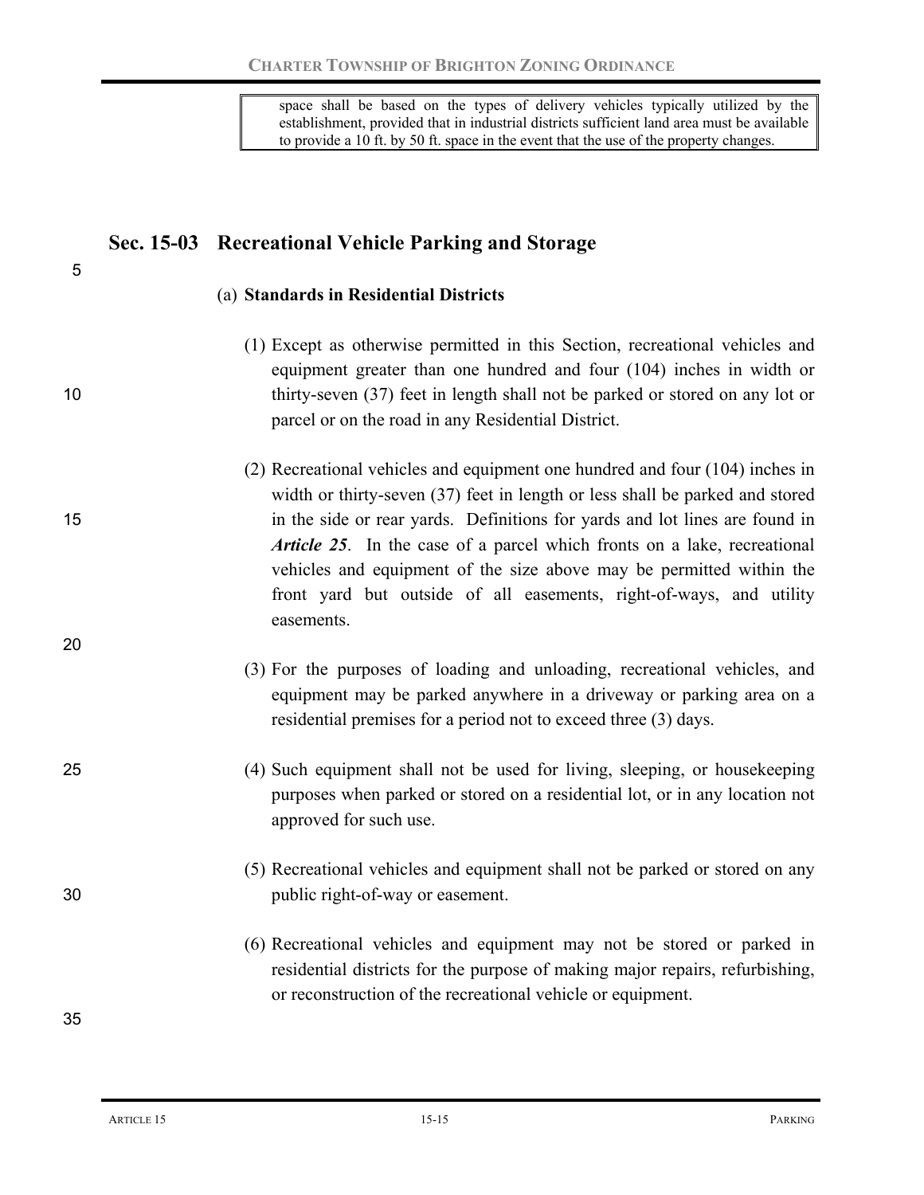space shall be based on the types of delivery vehicles typically utilized by the establishment, provided that in industrial districts sufficient land area must be available to provide a 10 ft. by 50 ft. space in the event that the use of the property changes.

## Sec. 15-03 Recreational Vehicle Parking and Storage

(a) **Standards in Residential Districts**

(1) Except as otherwise permitted in this Section, recreational vehicles and equipment greater than one hundred and four (104) inches in width or thirty-seven (37) feet in length shall not be parked or stored on any lot or parcel or on the road in any Residential District.

(2) Recreational vehicles and equipment one hundred and four (104) inches in width or thirty-seven (37) feet in length or less shall be parked and stored in the side or rear yards. Definitions for yards and lot lines are found in ***Article 25***. In the case of a parcel which fronts on a lake, recreational vehicles and equipment of the size above may be permitted within the front yard but outside of all easements, right-of-ways, and utility easements.

(3) For the purposes of loading and unloading, recreational vehicles, and equipment may be parked anywhere in a driveway or parking area on a residential premises for a period not to exceed three (3) days.

(4) Such equipment shall not be used for living, sleeping, or housekeeping purposes when parked or stored on a residential lot, or in any location not approved for such use.

(5) Recreational vehicles and equipment shall not be parked or stored on any public right-of-way or easement.

(6) Recreational vehicles and equipment may not be stored or parked in residential districts for the purpose of making major repairs, refurbishing, or reconstruction of the recreational vehicle or equipment.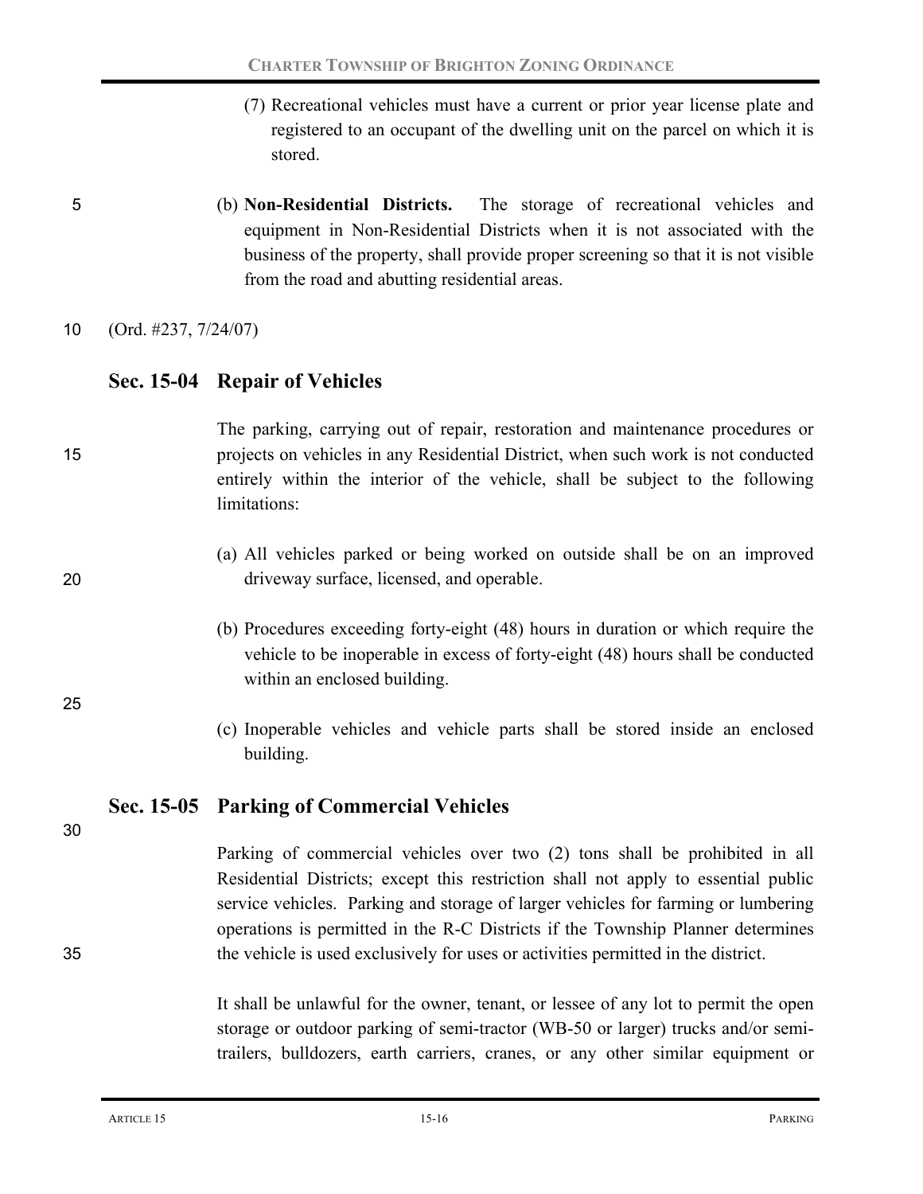(7) Recreational vehicles must have a current or prior year license plate and registered to an occupant of the dwelling unit on the parcel on which it is stored.

(b) **Non-Residential Districts.** The storage of recreational vehicles and equipment in Non-Residential Districts when it is not associated with the business of the property, shall provide proper screening so that it is not visible from the road and abutting residential areas.

(Ord. #237, 7/24/07)

## Sec. 15-04 Repair of Vehicles

The parking, carrying out of repair, restoration and maintenance procedures or projects on vehicles in any Residential District, when such work is not conducted entirely within the interior of the vehicle, shall be subject to the following limitations:

(a) All vehicles parked or being worked on outside shall be on an improved driveway surface, licensed, and operable.

(b) Procedures exceeding forty-eight (48) hours in duration or which require the vehicle to be inoperable in excess of forty-eight (48) hours shall be conducted within an enclosed building.

(c) Inoperable vehicles and vehicle parts shall be stored inside an enclosed building.

## Sec. 15-05 Parking of Commercial Vehicles

Parking of commercial vehicles over two (2) tons shall be prohibited in all Residential Districts; except this restriction shall not apply to essential public service vehicles. Parking and storage of larger vehicles for farming or lumbering operations is permitted in the R-C Districts if the Township Planner determines the vehicle is used exclusively for uses or activities permitted in the district.

It shall be unlawful for the owner, tenant, or lessee of any lot to permit the open storage or outdoor parking of semi-tractor (WB-50 or larger) trucks and/or semi-trailers, bulldozers, earth carriers, cranes, or any other similar equipment or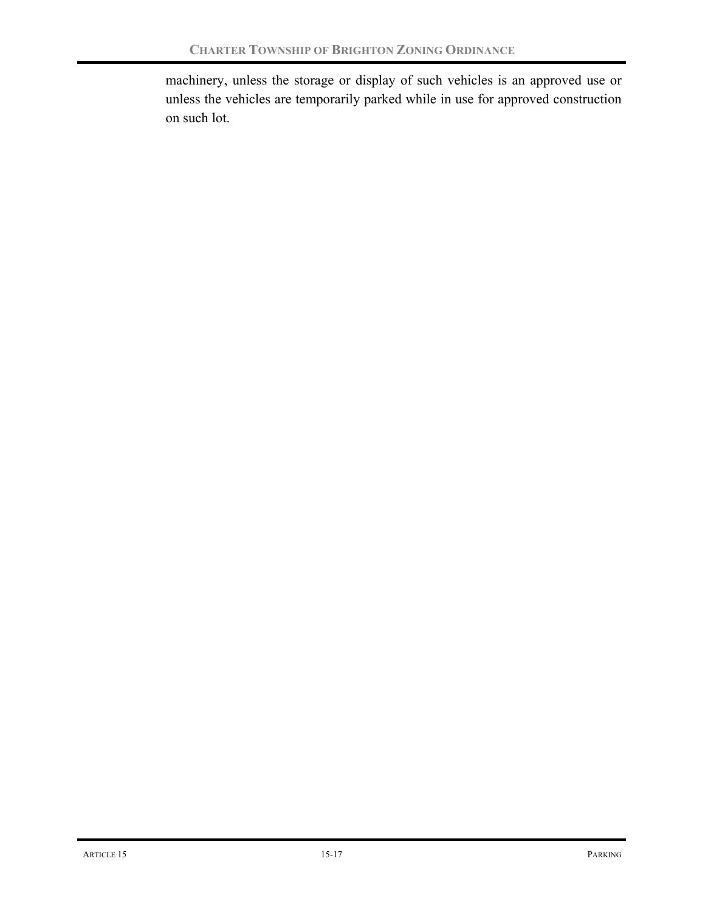machinery, unless the storage or display of such vehicles is an approved use or unless the vehicles are temporarily parked while in use for approved construction on such lot.